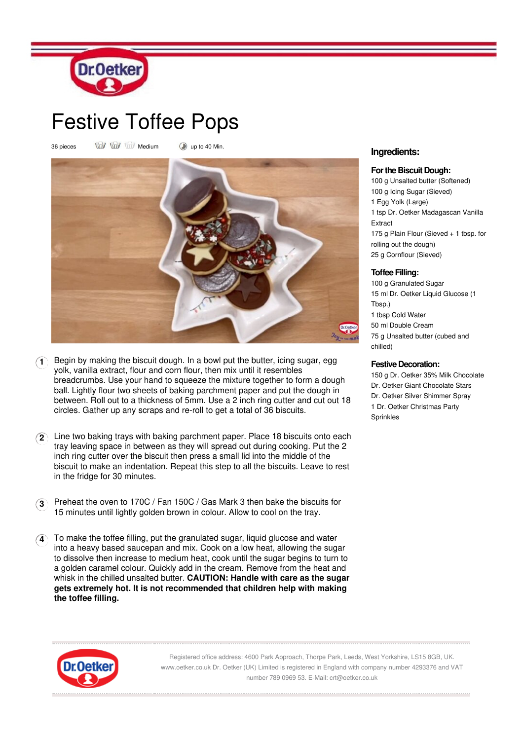# Festive Toffee Pops

36 pieces | Medium | up to 40 Min.

## Ingredients:

### For the Biscuit Dough:

100 g Unsalted butter (Softened)
100 g Icing Sugar (Sieved)
1 Egg Yolk (Large)
1 tsp Dr. Oetker Madagascan Vanilla Extract
175 g Plain Flour (Sieved + 1 tbsp. for rolling out the dough)
25 g Cornflour (Sieved)

### Toffee Filling:

100 g Granulated Sugar
15 ml Dr. Oetker Liquid Glucose (1 Tbsp.)
1 tbsp Cold Water
50 ml Double Cream
75 g Unsalted butter (cubed and chilled)

### Festive Decoration:

150 g Dr. Oetker 35% Milk Chocolate
Dr. Oetker Giant Chocolate Stars
Dr. Oetker Silver Shimmer Spray
1 Dr. Oetker Christmas Party Sprinkles

1. Begin by making the biscuit dough. In a bowl put the butter, icing sugar, egg yolk, vanilla extract, flour and corn flour, then mix until it resembles breadcrumbs. Use your hand to squeeze the mixture together to form a dough ball. Lightly flour two sheets of baking parchment paper and put the dough in between. Roll out to a thickness of 5mm. Use a 2 inch ring cutter and cut out 18 circles. Gather up any scraps and re-roll to get a total of 36 biscuits.

2. Line two baking trays with baking parchment paper. Place 18 biscuits onto each tray leaving space in between as they will spread out during cooking. Put the 2 inch ring cutter over the biscuit then press a small lid into the middle of the biscuit to make an indentation. Repeat this step to all the biscuits. Leave to rest in the fridge for 30 minutes.

3. Preheat the oven to 170C / Fan 150C / Gas Mark 3 then bake the biscuits for 15 minutes until lightly golden brown in colour. Allow to cool on the tray.

4. To make the toffee filling, put the granulated sugar, liquid glucose and water into a heavy based saucepan and mix. Cook on a low heat, allowing the sugar to dissolve then increase to medium heat, cook until the sugar begins to turn to a golden caramel colour. Quickly add in the cream. Remove from the heat and whisk in the chilled unsalted butter. **CAUTION: Handle with care as the sugar gets extremely hot. It is not recommended that children help with making the toffee filling.**

Registered office address: 4600 Park Approach, Thorpe Park, Leeds, West Yorkshire, LS15 8GB, UK. www.oetker.co.uk Dr. Oetker (UK) Limited is registered in England with company number 4293376 and VAT number 789 0969 53. E-Mail: crt@oetker.co.uk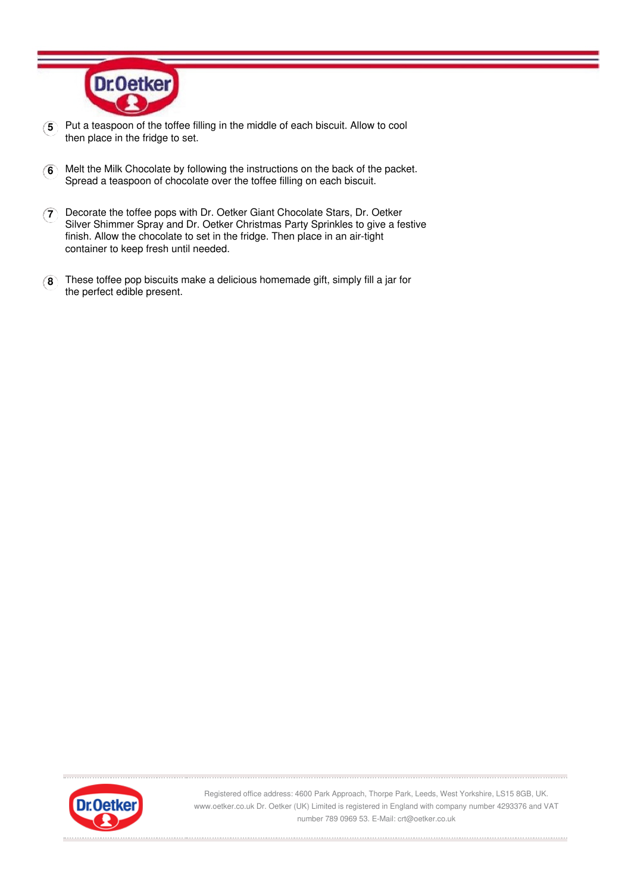5. Put a teaspoon of the toffee filling in the middle of each biscuit. Allow to cool then place in the fridge to set.

6. Melt the Milk Chocolate by following the instructions on the back of the packet. Spread a teaspoon of chocolate over the toffee filling on each biscuit.

7. Decorate the toffee pops with Dr. Oetker Giant Chocolate Stars, Dr. Oetker Silver Shimmer Spray and Dr. Oetker Christmas Party Sprinkles to give a festive finish. Allow the chocolate to set in the fridge. Then place in an air-tight container to keep fresh until needed.

8. These toffee pop biscuits make a delicious homemade gift, simply fill a jar for the perfect edible present.

Registered office address: 4600 Park Approach, Thorpe Park, Leeds, West Yorkshire, LS15 8GB, UK. www.oetker.co.uk Dr. Oetker (UK) Limited is registered in England with company number 4293376 and VAT number 789 0969 53. E-Mail: crt@oetker.co.uk